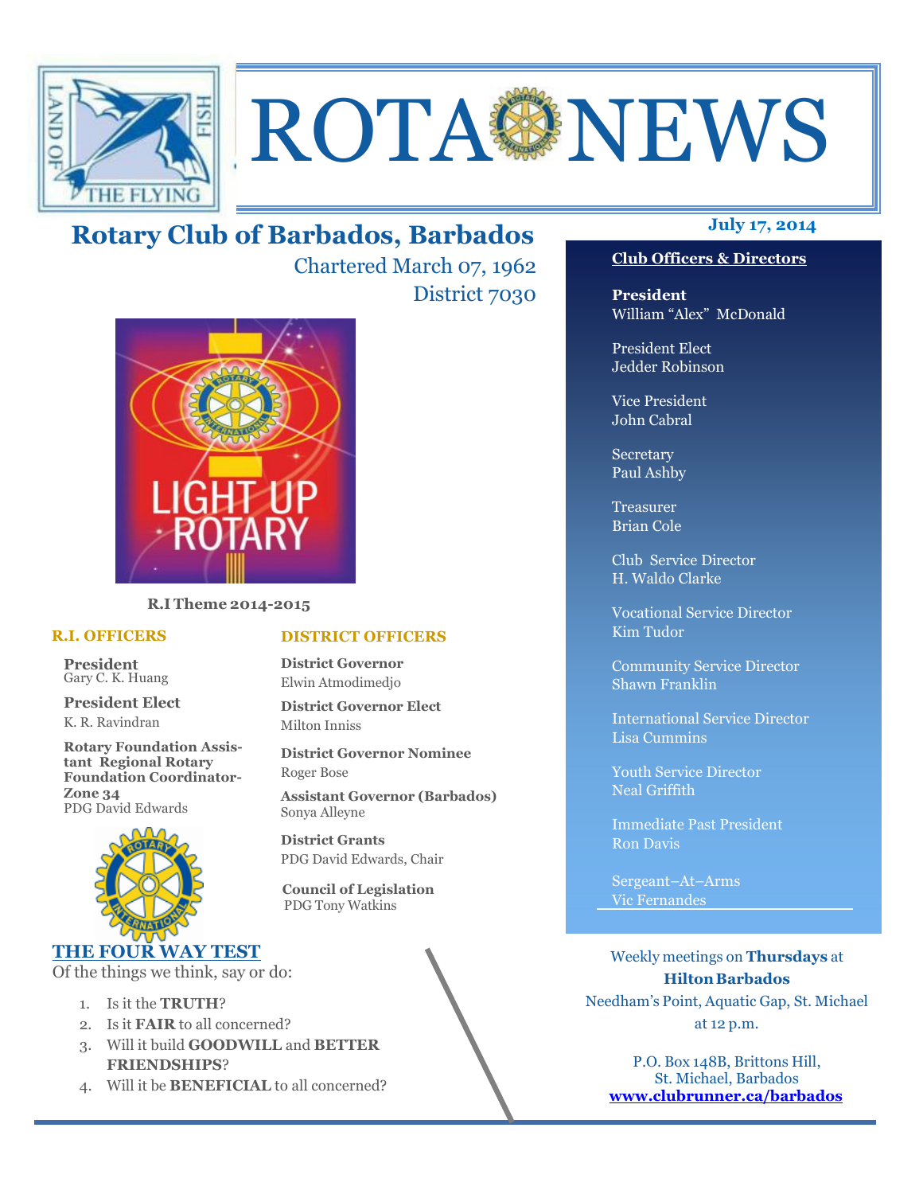# ROTA NEWS

## Rotary Club of Barbados, Barbados

Chartered March 07, 1962

District 7030

July 17, 2014

LIGHT UP ROTARY

**R.I Theme 2014-2015**

### R.I. OFFICERS

**President**
Gary C. K. Huang

**President Elect**
K. R. Ravindran

**Rotary Foundation Assistant Regional Rotary Foundation Coordinator-Zone 34**
PDG David Edwards

### DISTRICT OFFICERS

**District Governor**
Elwin Atmodimedjo

**District Governor Elect**
Milton Inniss

**District Governor Nominee**
Roger Bose

**Assistant Governor (Barbados)**
Sonya Alleyne

**District Grants**
PDG David Edwards, Chair

**Council of Legislation**
PDG Tony Watkins

### THE FOUR WAY TEST

Of the things we think, say or do:

1. Is it the **TRUTH**?
2. Is it **FAIR** to all concerned?
3. Will it build **GOODWILL** and **BETTER FRIENDSHIPS**?
4. Will it be **BENEFICIAL** to all concerned?

### Club Officers & Directors

**President**
William "Alex" McDonald

President Elect
Jedder Robinson

Vice President
John Cabral

Secretary
Paul Ashby

Treasurer
Brian Cole

Club Service Director
H. Waldo Clarke

Vocational Service Director
Kim Tudor

Community Service Director
Shawn Franklin

International Service Director
Lisa Cummins

Youth Service Director
Neal Griffith

Immediate Past President
Ron Davis

Sergeant–At–Arms
Vic Fernandes

Weekly meetings on **Thursdays** at
**Hilton Barbados**
Needham's Point, Aquatic Gap, St. Michael
at 12 p.m.

P.O. Box 148B, Brittons Hill,
St. Michael, Barbados
**www.clubrunner.ca/barbados**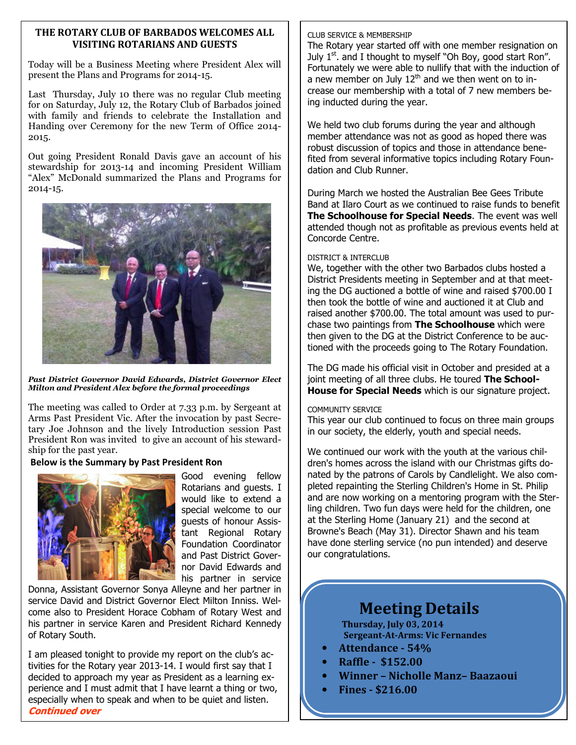## THE ROTARY CLUB OF BARBADOS WELCOMES ALL VISITING ROTARIANS AND GUESTS

Today will be a Business Meeting where President Alex will present the Plans and Programs for 2014-15.

Last Thursday, July 10 there was no regular Club meeting for on Saturday, July 12, the Rotary Club of Barbados joined with family and friends to celebrate the Installation and Handing over Ceremony for the new Term of Office 2014-2015.

Out going President Ronald Davis gave an account of his stewardship for 2013-14 and incoming President William "Alex" McDonald summarized the Plans and Programs for 2014-15.

***Past District Governor David Edwards, District Governor Elect Milton and President Alex before the formal proceedings***

The meeting was called to Order at 7.33 p.m. by Sergeant at Arms Past President Vic. After the invocation by past Secretary Joe Johnson and the lively Introduction session Past President Ron was invited to give an account of his stewardship for the past year.

**Below is the Summary by Past President Ron**

Good evening fellow Rotarians and guests. I would like to extend a special welcome to our guests of honour Assistant Regional Rotary Foundation Coordinator and Past District Governor David Edwards and his partner in service Donna, Assistant Governor Sonya Alleyne and her partner in service David and District Governor Elect Milton Inniss. Welcome also to President Horace Cobham of Rotary West and his partner in service Karen and President Richard Kennedy of Rotary South.

I am pleased tonight to provide my report on the club's activities for the Rotary year 2013-14. I would first say that I decided to approach my year as President as a learning experience and I must admit that I have learnt a thing or two, especially when to speak and when to be quiet and listen.

***Continued over***

CLUB SERVICE & MEMBERSHIP

The Rotary year started off with one member resignation on July 1st. and I thought to myself "Oh Boy, good start Ron". Fortunately we were able to nullify that with the induction of a new member on July 12th and we then went on to increase our membership with a total of 7 new members being inducted during the year.

We held two club forums during the year and although member attendance was not as good as hoped there was robust discussion of topics and those in attendance benefited from several informative topics including Rotary Foundation and Club Runner.

During March we hosted the Australian Bee Gees Tribute Band at Ilaro Court as we continued to raise funds to benefit **The Schoolhouse for Special Needs**. The event was well attended though not as profitable as previous events held at Concorde Centre.

DISTRICT & INTERCLUB

We, together with the other two Barbados clubs hosted a District Presidents meeting in September and at that meeting the DG auctioned a bottle of wine and raised $700.00 I then took the bottle of wine and auctioned it at Club and raised another $700.00. The total amount was used to purchase two paintings from **The Schoolhouse** which were then given to the DG at the District Conference to be auctioned with the proceeds going to The Rotary Foundation.

The DG made his official visit in October and presided at a joint meeting of all three clubs. He toured **The School-House for Special Needs** which is our signature project.

COMMUNITY SERVICE

This year our club continued to focus on three main groups in our society, the elderly, youth and special needs.

We continued our work with the youth at the various children's homes across the island with our Christmas gifts donated by the patrons of Carols by Candlelight. We also completed repainting the Sterling Children's Home in St. Philip and are now working on a mentoring program with the Sterling children. Two fun days were held for the children, one at the Sterling Home (January 21) and the second at Browne's Beach (May 31). Director Shawn and his team have done sterling service (no pun intended) and deserve our congratulations.

## Meeting Details

**Thursday, July 03, 2014**
**Sergeant-At-Arms: Vic Fernandes**

- **Attendance - 54%**
- **Raffle - $152.00**
- **Winner – Nicholle Manz– Baazaoui**
- **Fines - $216.00**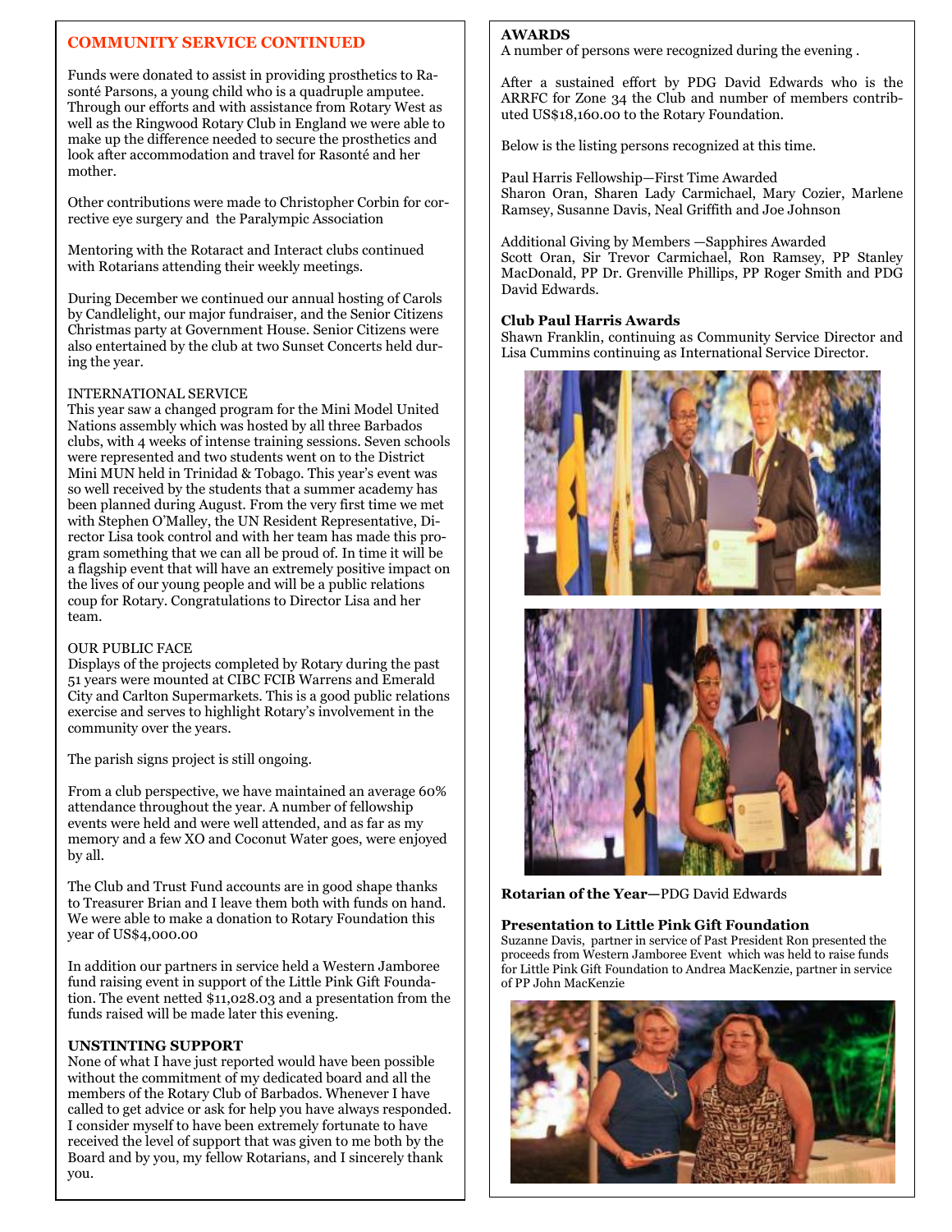## COMMUNITY SERVICE CONTINUED

Funds were donated to assist in providing prosthetics to Rasonté Parsons, a young child who is a quadruple amputee. Through our efforts and with assistance from Rotary West as well as the Ringwood Rotary Club in England we were able to make up the difference needed to secure the prosthetics and look after accommodation and travel for Rasonté and her mother.

Other contributions were made to Christopher Corbin for corrective eye surgery and the Paralympic Association

Mentoring with the Rotaract and Interact clubs continued with Rotarians attending their weekly meetings.

During December we continued our annual hosting of Carols by Candlelight, our major fundraiser, and the Senior Citizens Christmas party at Government House. Senior Citizens were also entertained by the club at two Sunset Concerts held during the year.

INTERNATIONAL SERVICE

This year saw a changed program for the Mini Model United Nations assembly which was hosted by all three Barbados clubs, with 4 weeks of intense training sessions. Seven schools were represented and two students went on to the District Mini MUN held in Trinidad & Tobago. This year's event was so well received by the students that a summer academy has been planned during August. From the very first time we met with Stephen O'Malley, the UN Resident Representative, Director Lisa took control and with her team has made this program something that we can all be proud of. In time it will be a flagship event that will have an extremely positive impact on the lives of our young people and will be a public relations coup for Rotary. Congratulations to Director Lisa and her team.

OUR PUBLIC FACE

Displays of the projects completed by Rotary during the past 51 years were mounted at CIBC FCIB Warrens and Emerald City and Carlton Supermarkets. This is a good public relations exercise and serves to highlight Rotary's involvement in the community over the years.

The parish signs project is still ongoing.

From a club perspective, we have maintained an average 60% attendance throughout the year. A number of fellowship events were held and were well attended, and as far as my memory and a few XO and Coconut Water goes, were enjoyed by all.

The Club and Trust Fund accounts are in good shape thanks to Treasurer Brian and I leave them both with funds on hand. We were able to make a donation to Rotary Foundation this year of US$4,000.00

In addition our partners in service held a Western Jamboree fund raising event in support of the Little Pink Gift Foundation. The event netted $11,028.03 and a presentation from the funds raised will be made later this evening.

**UNSTINTING SUPPORT**

None of what I have just reported would have been possible without the commitment of my dedicated board and all the members of the Rotary Club of Barbados. Whenever I have called to get advice or ask for help you have always responded. I consider myself to have been extremely fortunate to have received the level of support that was given to me both by the Board and by you, my fellow Rotarians, and I sincerely thank you.

**AWARDS**

A number of persons were recognized during the evening .

After a sustained effort by PDG David Edwards who is the ARRFC for Zone 34 the Club and number of members contributed US$18,160.00 to the Rotary Foundation.

Below is the listing persons recognized at this time.

Paul Harris Fellowship—First Time Awarded
Sharon Oran, Sharen Lady Carmichael, Mary Cozier, Marlene Ramsey, Susanne Davis, Neal Griffith and Joe Johnson

Additional Giving by Members —Sapphires Awarded
Scott Oran, Sir Trevor Carmichael, Ron Ramsey, PP Stanley MacDonald, PP Dr. Grenville Phillips, PP Roger Smith and PDG David Edwards.

**Club Paul Harris Awards**

Shawn Franklin, continuing as Community Service Director and Lisa Cummins continuing as International Service Director.

**Rotarian of the Year—**PDG David Edwards

**Presentation to Little Pink Gift Foundation**

Suzanne Davis, partner in service of Past President Ron presented the proceeds from Western Jamboree Event which was held to raise funds for Little Pink Gift Foundation to Andrea MacKenzie, partner in service of PP John MacKenzie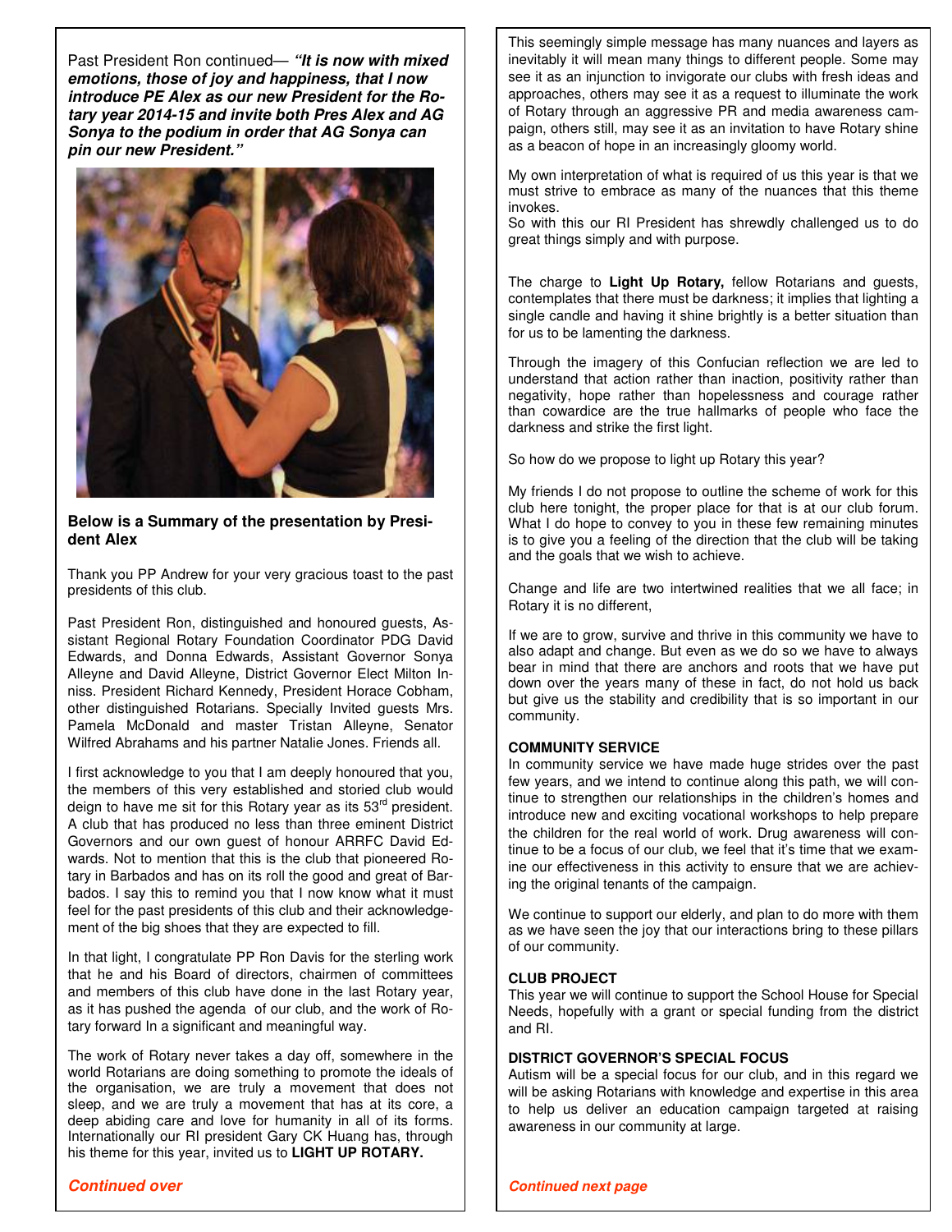Past President Ron continued— ***"It is now with mixed emotions, those of joy and happiness, that I now introduce PE Alex as our new President for the Rotary year 2014-15 and invite both Pres Alex and AG Sonya to the podium in order that AG Sonya can pin our new President."***

**Below is a Summary of the presentation by President Alex**

Thank you PP Andrew for your very gracious toast to the past presidents of this club.

Past President Ron, distinguished and honoured guests, Assistant Regional Rotary Foundation Coordinator PDG David Edwards, and Donna Edwards, Assistant Governor Sonya Alleyne and David Alleyne, District Governor Elect Milton Inniss. President Richard Kennedy, President Horace Cobham, other distinguished Rotarians. Specially Invited guests Mrs. Pamela McDonald and master Tristan Alleyne, Senator Wilfred Abrahams and his partner Natalie Jones. Friends all.

I first acknowledge to you that I am deeply honoured that you, the members of this very established and storied club would deign to have me sit for this Rotary year as its 53rd president. A club that has produced no less than three eminent District Governors and our own guest of honour ARRFC David Edwards. Not to mention that this is the club that pioneered Rotary in Barbados and has on its roll the good and great of Barbados. I say this to remind you that I now know what it must feel for the past presidents of this club and their acknowledgement of the big shoes that they are expected to fill.

In that light, I congratulate PP Ron Davis for the sterling work that he and his Board of directors, chairmen of committees and members of this club have done in the last Rotary year, as it has pushed the agenda of our club, and the work of Rotary forward In a significant and meaningful way.

The work of Rotary never takes a day off, somewhere in the world Rotarians are doing something to promote the ideals of the organisation, we are truly a movement that does not sleep, and we are truly a movement that has at its core, a deep abiding care and love for humanity in all of its forms. Internationally our RI president Gary CK Huang has, through his theme for this year, invited us to **LIGHT UP ROTARY.**

***Continued over***

This seemingly simple message has many nuances and layers as inevitably it will mean many things to different people. Some may see it as an injunction to invigorate our clubs with fresh ideas and approaches, others may see it as a request to illuminate the work of Rotary through an aggressive PR and media awareness campaign, others still, may see it as an invitation to have Rotary shine as a beacon of hope in an increasingly gloomy world.

My own interpretation of what is required of us this year is that we must strive to embrace as many of the nuances that this theme invokes.
So with this our RI President has shrewdly challenged us to do great things simply and with purpose.

The charge to **Light Up Rotary,** fellow Rotarians and guests, contemplates that there must be darkness; it implies that lighting a single candle and having it shine brightly is a better situation than for us to be lamenting the darkness.

Through the imagery of this Confucian reflection we are led to understand that action rather than inaction, positivity rather than negativity, hope rather than hopelessness and courage rather than cowardice are the true hallmarks of people who face the darkness and strike the first light.

So how do we propose to light up Rotary this year?

My friends I do not propose to outline the scheme of work for this club here tonight, the proper place for that is at our club forum. What I do hope to convey to you in these few remaining minutes is to give you a feeling of the direction that the club will be taking and the goals that we wish to achieve.

Change and life are two intertwined realities that we all face; in Rotary it is no different,

If we are to grow, survive and thrive in this community we have to also adapt and change. But even as we do so we have to always bear in mind that there are anchors and roots that we have put down over the years many of these in fact, do not hold us back but give us the stability and credibility that is so important in our community.

**COMMUNITY SERVICE**

In community service we have made huge strides over the past few years, and we intend to continue along this path, we will continue to strengthen our relationships in the children's homes and introduce new and exciting vocational workshops to help prepare the children for the real world of work. Drug awareness will continue to be a focus of our club, we feel that it's time that we examine our effectiveness in this activity to ensure that we are achieving the original tenants of the campaign.

We continue to support our elderly, and plan to do more with them as we have seen the joy that our interactions bring to these pillars of our community.

**CLUB PROJECT**

This year we will continue to support the School House for Special Needs, hopefully with a grant or special funding from the district and RI.

**DISTRICT GOVERNOR'S SPECIAL FOCUS**

Autism will be a special focus for our club, and in this regard we will be asking Rotarians with knowledge and expertise in this area to help us deliver an education campaign targeted at raising awareness in our community at large.

***Continued next page***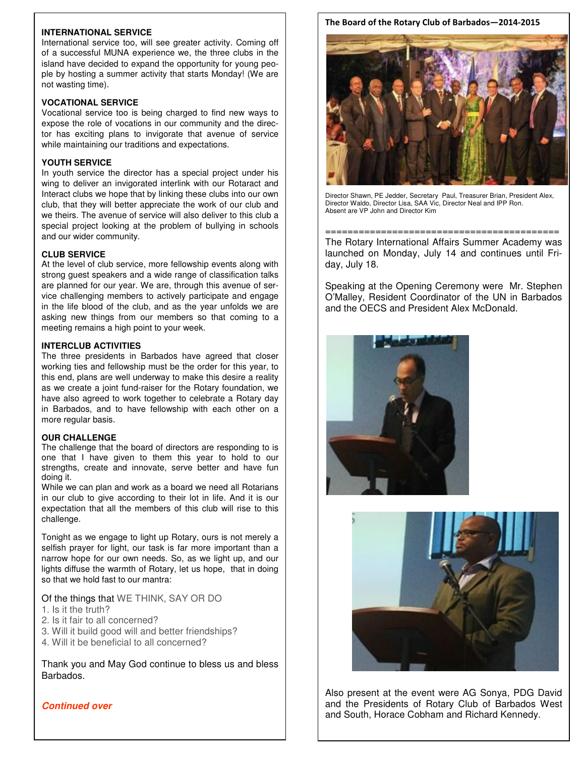### INTERNATIONAL SERVICE

International service too, will see greater activity. Coming off of a successful MUNA experience we, the three clubs in the island have decided to expand the opportunity for young people by hosting a summer activity that starts Monday! (We are not wasting time).

### VOCATIONAL SERVICE

Vocational service too is being charged to find new ways to expose the role of vocations in our community and the director has exciting plans to invigorate that avenue of service while maintaining our traditions and expectations.

### YOUTH SERVICE

In youth service the director has a special project under his wing to deliver an invigorated interlink with our Rotaract and Interact clubs we hope that by linking these clubs into our own club, that they will better appreciate the work of our club and we theirs. The avenue of service will also deliver to this club a special project looking at the problem of bullying in schools and our wider community.

### CLUB SERVICE

At the level of club service, more fellowship events along with strong guest speakers and a wide range of classification talks are planned for our year. We are, through this avenue of service challenging members to actively participate and engage in the life blood of the club, and as the year unfolds we are asking new things from our members so that coming to a meeting remains a high point to your week.

### INTERCLUB ACTIVITIES

The three presidents in Barbados have agreed that closer working ties and fellowship must be the order for this year, to this end, plans are well underway to make this desire a reality as we create a joint fund-raiser for the Rotary foundation, we have also agreed to work together to celebrate a Rotary day in Barbados, and to have fellowship with each other on a more regular basis.

### OUR CHALLENGE

The challenge that the board of directors are responding to is one that I have given to them this year to hold to our strengths, create and innovate, serve better and have fun doing it.

While we can plan and work as a board we need all Rotarians in our club to give according to their lot in life. And it is our expectation that all the members of this club will rise to this challenge.

Tonight as we engage to light up Rotary, ours is not merely a selfish prayer for light, our task is far more important than a narrow hope for our own needs. So, as we light up, and our lights diffuse the warmth of Rotary, let us hope, that in doing so that we hold fast to our mantra:

Of the things that WE THINK, SAY OR DO

1. Is it the truth?
2. Is it fair to all concerned?
3. Will it build good will and better friendships?
4. Will it be beneficial to all concerned?

Thank you and May God continue to bless us and bless Barbados.

***Continued over***

**The Board of the Rotary Club of Barbados—2014-2015**

Director Shawn, PE Jedder, Secretary Paul, Treasurer Brian, President Alex, Director Waldo, Director Lisa, SAA Vic, Director Neal and IPP Ron. Absent are VP John and Director Kim

==========================================

The Rotary International Affairs Summer Academy was launched on Monday, July 14 and continues until Friday, July 18.

Speaking at the Opening Ceremony were Mr. Stephen O'Malley, Resident Coordinator of the UN in Barbados and the OECS and President Alex McDonald.

Also present at the event were AG Sonya, PDG David and the Presidents of Rotary Club of Barbados West and South, Horace Cobham and Richard Kennedy.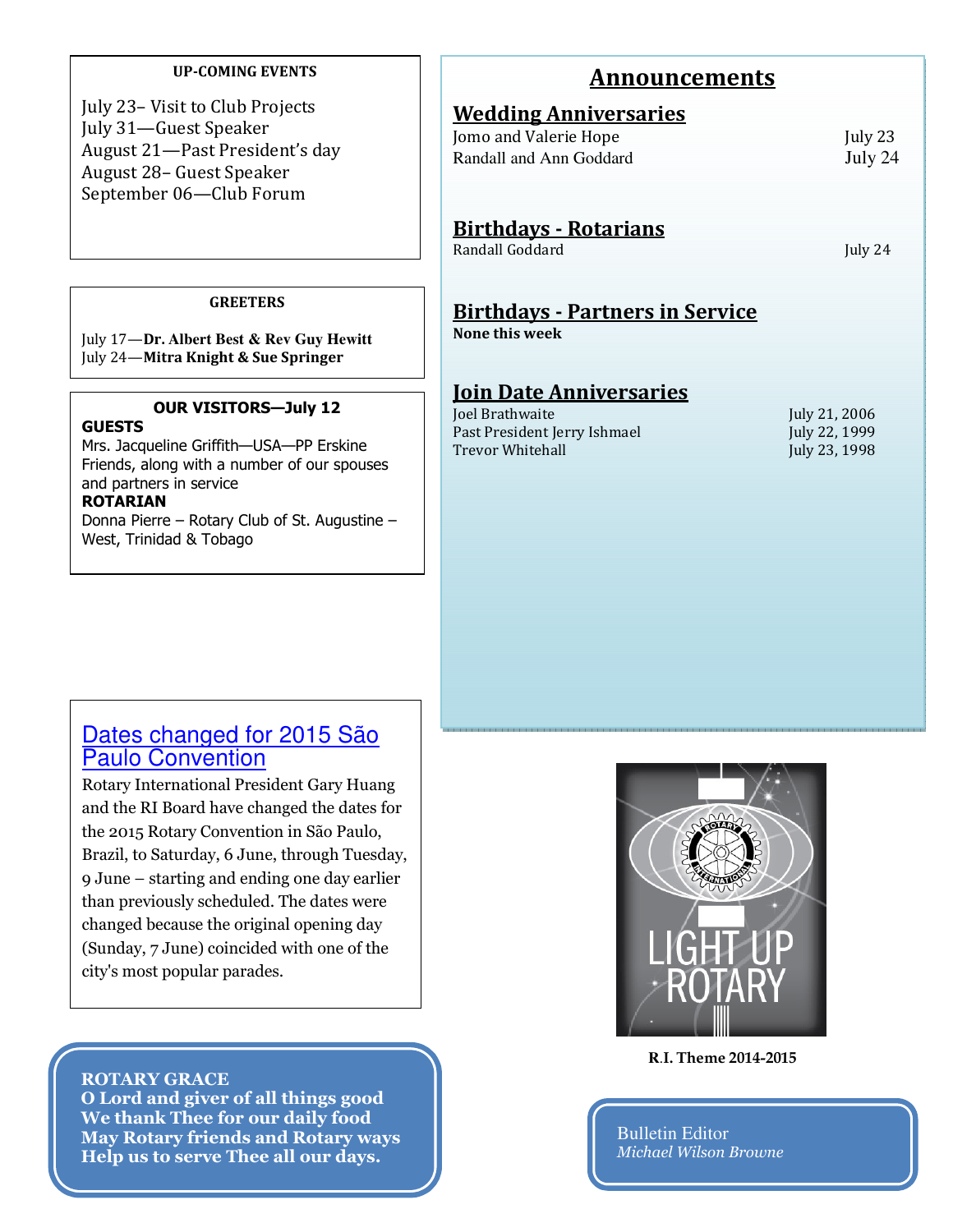**UP-COMING EVENTS**

July 23– Visit to Club Projects
July 31—Guest Speaker
August 21—Past President's day
August 28– Guest Speaker
September 06—Club Forum

**GREETERS**

July 17—**Dr. Albert Best & Rev Guy Hewitt**
July 24—**Mitra Knight & Sue Springer**

**OUR VISITORS—July 12**

**GUESTS**
Mrs. Jacqueline Griffith—USA—PP Erskine
Friends, along with a number of our spouses and partners in service

**ROTARIAN**
Donna Pierre – Rotary Club of St. Augustine – West, Trinidad & Tobago

## Dates changed for 2015 São Paulo Convention

Rotary International President Gary Huang and the RI Board have changed the dates for the 2015 Rotary Convention in São Paulo, Brazil, to Saturday, 6 June, through Tuesday, 9 June – starting and ending one day earlier than previously scheduled. The dates were changed because the original opening day (Sunday, 7 June) coincided with one of the city's most popular parades.

**ROTARY GRACE**
**O Lord and giver of all things good**
**We thank Thee for our daily food**
**May Rotary friends and Rotary ways**
**Help us to serve Thee all our days.**

# Announcements

## Wedding Anniversaries

| | |
|---|---|
| Jomo and Valerie Hope | July 23 |
| Randall and Ann Goddard | July 24 |

## Birthdays - Rotarians

| | |
|---|---|
| Randall Goddard | July 24 |

## Birthdays - Partners in Service

**None this week**

## Join Date Anniversaries

| | |
|---|---|
| Joel Brathwaite | July 21, 2006 |
| Past President Jerry Ishmael | July 22, 1999 |
| Trevor Whitehall | July 23, 1998 |

LIGHT UP ROTARY

**R.I. Theme 2014-2015**

Bulletin Editor
*Michael Wilson Browne*